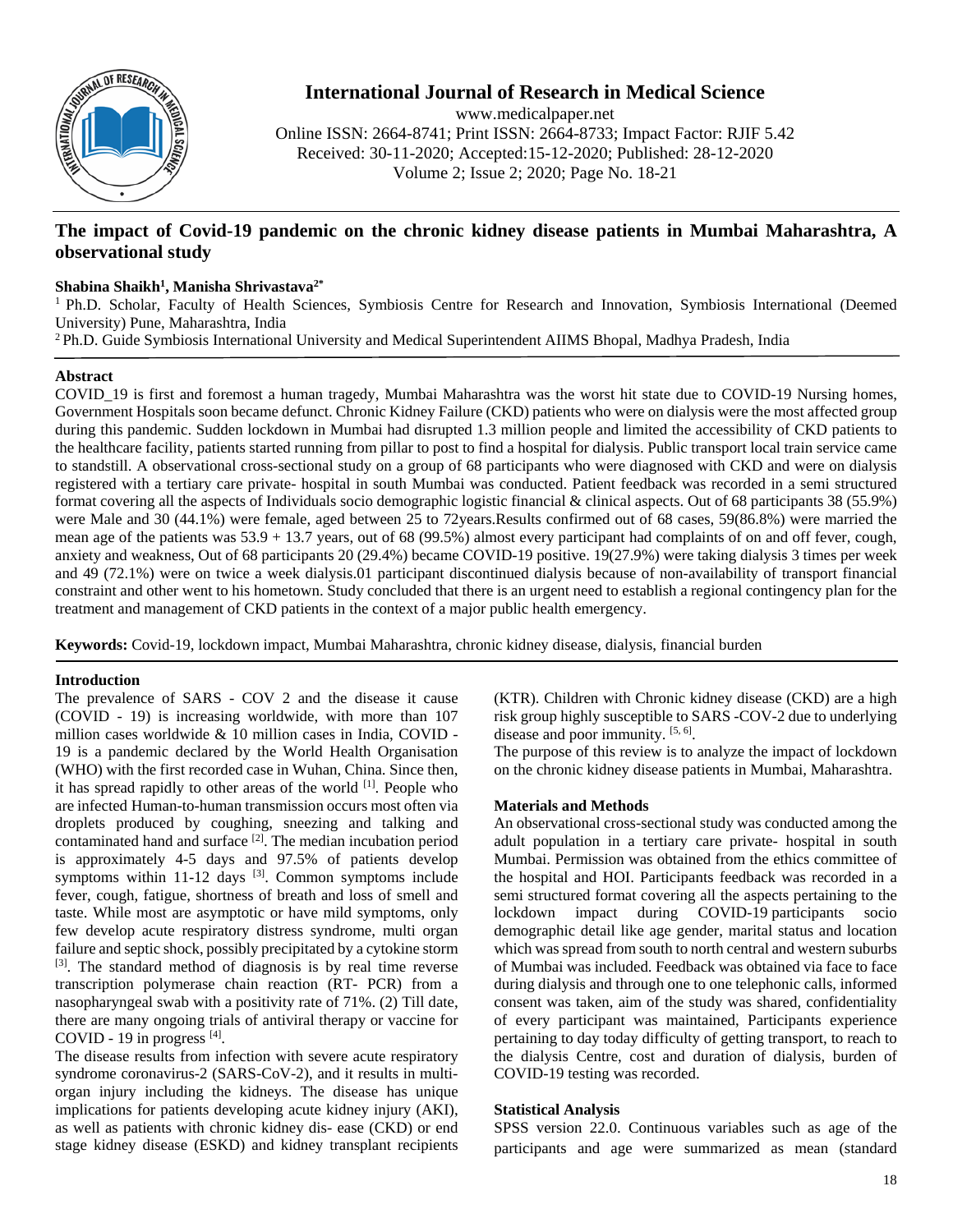# The impact of Covid-19 pandemic on the chronic kidney disease patients in Mumbai Maharashtra, A observational study

**Shabina Shaikh[1], Manisha Shrivastava[2*]**

[1] Ph.D. Scholar, Faculty of Health Sciences, Symbiosis Centre for Research and Innovation, Symbiosis International (Deemed University) Pune, Maharashtra, India

[2] Ph.D. Guide Symbiosis International University and Medical Superintendent AIIMS Bhopal, Madhya Pradesh, India

## Abstract

COVID_19 is first and foremost a human tragedy, Mumbai Maharashtra was the worst hit state due to COVID-19 Nursing homes, Government Hospitals soon became defunct. Chronic Kidney Failure (CKD) patients who were on dialysis were the most affected group during this pandemic. Sudden lockdown in Mumbai had disrupted 1.3 million people and limited the accessibility of CKD patients to the healthcare facility, patients started running from pillar to post to find a hospital for dialysis. Public transport local train service came to standstill. A observational cross-sectional study on a group of 68 participants who were diagnosed with CKD and were on dialysis registered with a tertiary care private- hospital in south Mumbai was conducted. Patient feedback was recorded in a semi structured format covering all the aspects of Individuals socio demographic logistic financial & clinical aspects. Out of 68 participants 38 (55.9%) were Male and 30 (44.1%) were female, aged between 25 to 72years.Results confirmed out of 68 cases, 59(86.8%) were married the mean age of the patients was 53.9 + 13.7 years, out of 68 (99.5%) almost every participant had complaints of on and off fever, cough, anxiety and weakness, Out of 68 participants 20 (29.4%) became COVID-19 positive. 19(27.9%) were taking dialysis 3 times per week and 49 (72.1%) were on twice a week dialysis.01 participant discontinued dialysis because of non-availability of transport financial constraint and other went to his hometown. Study concluded that there is an urgent need to establish a regional contingency plan for the treatment and management of CKD patients in the context of a major public health emergency.

**Keywords:** Covid-19, lockdown impact, Mumbai Maharashtra, chronic kidney disease, dialysis, financial burden

## Introduction

The prevalence of SARS - COV 2 and the disease it cause (COVID - 19) is increasing worldwide, with more than 107 million cases worldwide & 10 million cases in India, COVID - 19 is a pandemic declared by the World Health Organisation (WHO) with the first recorded case in Wuhan, China. Since then, it has spread rapidly to other areas of the world [1]. People who are infected Human-to-human transmission occurs most often via droplets produced by coughing, sneezing and talking and contaminated hand and surface [2]. The median incubation period is approximately 4-5 days and 97.5% of patients develop symptoms within 11-12 days [3]. Common symptoms include fever, cough, fatigue, shortness of breath and loss of smell and taste. While most are asymptotic or have mild symptoms, only few develop acute respiratory distress syndrome, multi organ failure and septic shock, possibly precipitated by a cytokine storm [3]. The standard method of diagnosis is by real time reverse transcription polymerase chain reaction (RT- PCR) from a nasopharyngeal swab with a positivity rate of 71%. (2) Till date, there are many ongoing trials of antiviral therapy or vaccine for COVID - 19 in progress [4].

The disease results from infection with severe acute respiratory syndrome coronavirus-2 (SARS-CoV-2), and it results in multi-organ injury including the kidneys. The disease has unique implications for patients developing acute kidney injury (AKI), as well as patients with chronic kidney dis- ease (CKD) or end stage kidney disease (ESKD) and kidney transplant recipients (KTR). Children with Chronic kidney disease (CKD) are a high risk group highly susceptible to SARS -COV-2 due to underlying disease and poor immunity. [5, 6].

The purpose of this review is to analyze the impact of lockdown on the chronic kidney disease patients in Mumbai, Maharashtra.

## Materials and Methods

An observational cross-sectional study was conducted among the adult population in a tertiary care private- hospital in south Mumbai. Permission was obtained from the ethics committee of the hospital and HOI. Participants feedback was recorded in a semi structured format covering all the aspects pertaining to the lockdown impact during COVID-19 participants socio demographic detail like age gender, marital status and location which was spread from south to north central and western suburbs of Mumbai was included. Feedback was obtained via face to face during dialysis and through one to one telephonic calls, informed consent was taken, aim of the study was shared, confidentiality of every participant was maintained, Participants experience pertaining to day today difficulty of getting transport, to reach to the dialysis Centre, cost and duration of dialysis, burden of COVID-19 testing was recorded.

## Statistical Analysis

SPSS version 22.0. Continuous variables such as age of the participants and age were summarized as mean (standard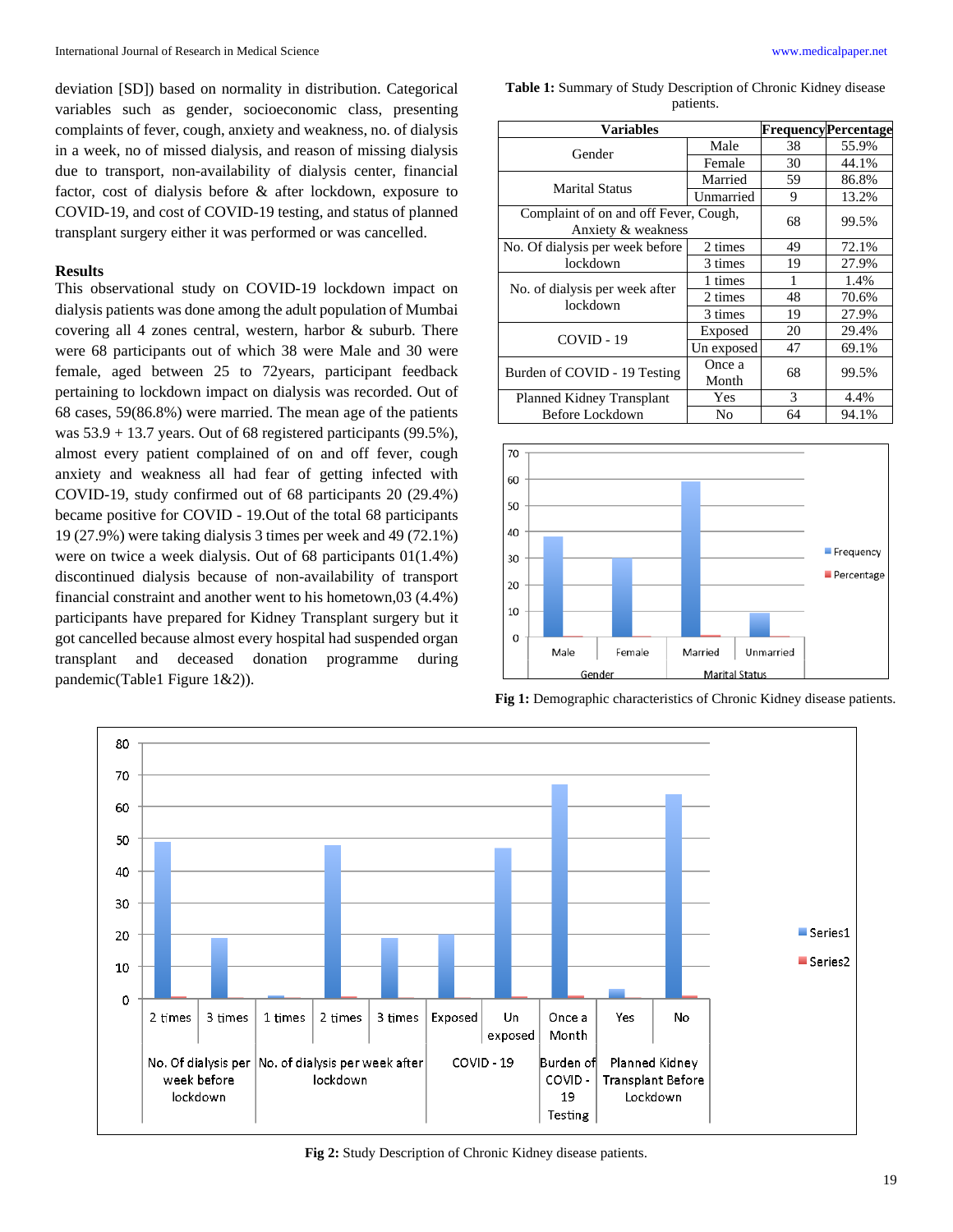deviation [SD]) based on normality in distribution. Categorical variables such as gender, socioeconomic class, presenting complaints of fever, cough, anxiety and weakness, no. of dialysis in a week, no of missed dialysis, and reason of missing dialysis due to transport, non-availability of dialysis center, financial factor, cost of dialysis before & after lockdown, exposure to COVID-19, and cost of COVID-19 testing, and status of planned transplant surgery either it was performed or was cancelled.

## Results

This observational study on COVID-19 lockdown impact on dialysis patients was done among the adult population of Mumbai covering all 4 zones central, western, harbor & suburb. There were 68 participants out of which 38 were Male and 30 were female, aged between 25 to 72years, participant feedback pertaining to lockdown impact on dialysis was recorded. Out of 68 cases, 59(86.8%) were married. The mean age of the patients was 53.9 + 13.7 years. Out of 68 registered participants (99.5%), almost every patient complained of on and off fever, cough anxiety and weakness all had fear of getting infected with COVID-19, study confirmed out of 68 participants 20 (29.4%) became positive for COVID - 19.Out of the total 68 participants 19 (27.9%) were taking dialysis 3 times per week and 49 (72.1%) were on twice a week dialysis. Out of 68 participants 01(1.4%) discontinued dialysis because of non-availability of transport financial constraint and another went to his hometown,03 (4.4%) participants have prepared for Kidney Transplant surgery but it got cancelled because almost every hospital had suspended organ transplant and deceased donation programme during pandemic(Table1 Figure 1&2)).

**Table 1:** Summary of Study Description of Chronic Kidney disease patients.

| Variables | | Frequency | Percentage |
|---|---|---|---|
| Gender | Male | 38 | 55.9% |
| | Female | 30 | 44.1% |
| Marital Status | Married | 59 | 86.8% |
| | Unmarried | 9 | 13.2% |
| Complaint of on and off Fever, Cough, Anxiety & weakness | | 68 | 99.5% |
| No. Of dialysis per week before lockdown | 2 times | 49 | 72.1% |
| | 3 times | 19 | 27.9% |
| No. of dialysis per week after lockdown | 1 times | 1 | 1.4% |
| | 2 times | 48 | 70.6% |
| | 3 times | 19 | 27.9% |
| COVID - 19 | Exposed | 20 | 29.4% |
| | Un exposed | 47 | 69.1% |
| Burden of COVID - 19 Testing | Once a Month | 68 | 99.5% |
| Planned Kidney Transplant Before Lockdown | Yes | 3 | 4.4% |
| | No | 64 | 94.1% |

**Fig 1:** Demographic characteristics of Chronic Kidney disease patients.

**Fig 2:** Study Description of Chronic Kidney disease patients.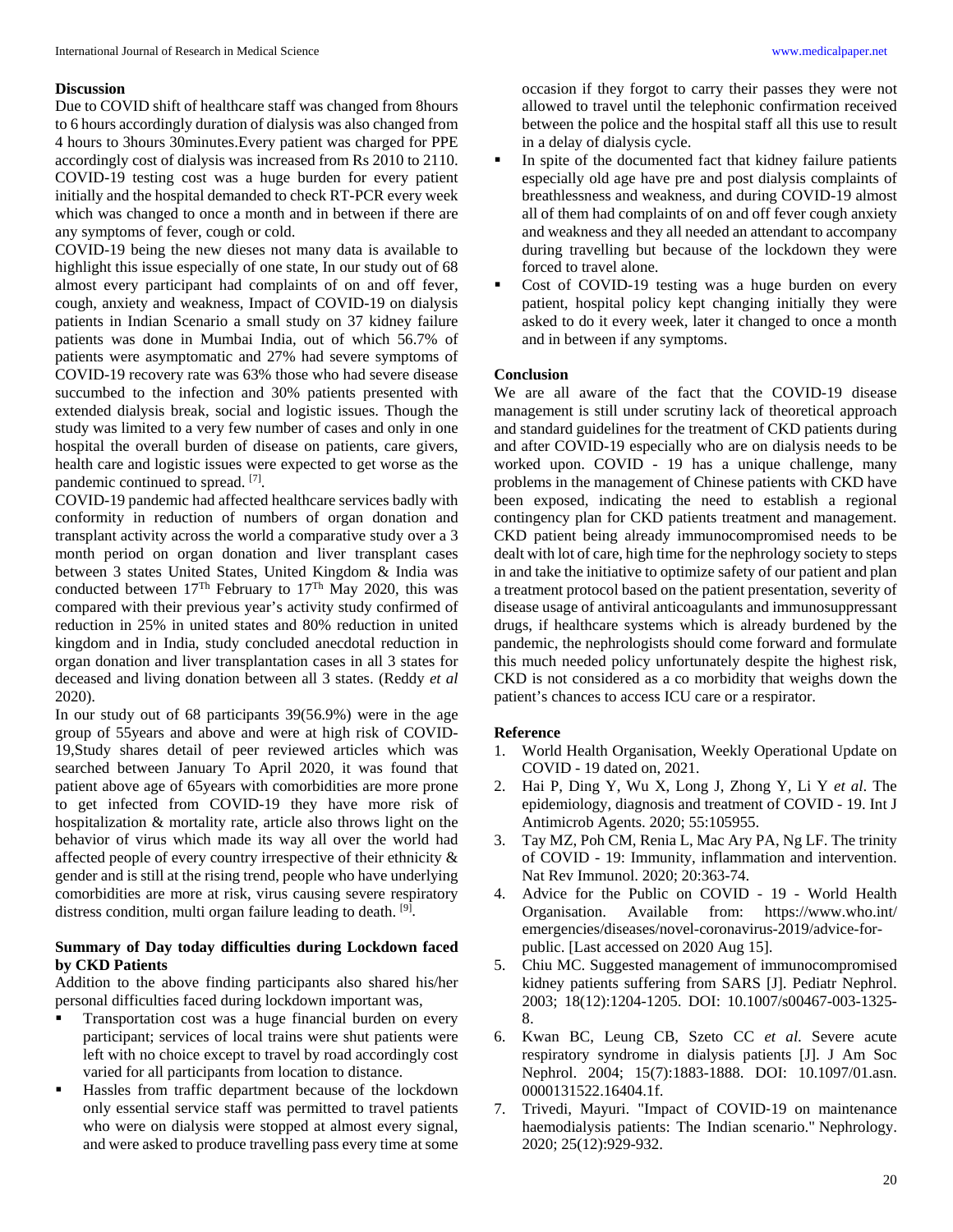## Discussion

Due to COVID shift of healthcare staff was changed from 8hours to 6 hours accordingly duration of dialysis was also changed from 4 hours to 3hours 30minutes.Every patient was charged for PPE accordingly cost of dialysis was increased from Rs 2010 to 2110. COVID-19 testing cost was a huge burden for every patient initially and the hospital demanded to check RT-PCR every week which was changed to once a month and in between if there are any symptoms of fever, cough or cold.

COVID-19 being the new dieses not many data is available to highlight this issue especially of one state, In our study out of 68 almost every participant had complaints of on and off fever, cough, anxiety and weakness, Impact of COVID-19 on dialysis patients in Indian Scenario a small study on 37 kidney failure patients was done in Mumbai India, out of which 56.7% of patients were asymptomatic and 27% had severe symptoms of COVID-19 recovery rate was 63% those who had severe disease succumbed to the infection and 30% patients presented with extended dialysis break, social and logistic issues. Though the study was limited to a very few number of cases and only in one hospital the overall burden of disease on patients, care givers, health care and logistic issues were expected to get worse as the pandemic continued to spread. [7].

COVID-19 pandemic had affected healthcare services badly with conformity in reduction of numbers of organ donation and transplant activity across the world a comparative study over a 3 month period on organ donation and liver transplant cases between 3 states United States, United Kingdom & India was conducted between 17$^{Th}$ February to 17$^{Th}$ May 2020, this was compared with their previous year's activity study confirmed of reduction in 25% in united states and 80% reduction in united kingdom and in India, study concluded anecdotal reduction in organ donation and liver transplantation cases in all 3 states for deceased and living donation between all 3 states. (Reddy *et al* 2020).

In our study out of 68 participants 39(56.9%) were in the age group of 55years and above and were at high risk of COVID-19,Study shares detail of peer reviewed articles which was searched between January To April 2020, it was found that patient above age of 65years with comorbidities are more prone to get infected from COVID-19 they have more risk of hospitalization & mortality rate, article also throws light on the behavior of virus which made its way all over the world had affected people of every country irrespective of their ethnicity & gender and is still at the rising trend, people who have underlying comorbidities are more at risk, virus causing severe respiratory distress condition, multi organ failure leading to death. [9].

### Summary of Day today difficulties during Lockdown faced by CKD Patients

Addition to the above finding participants also shared his/her personal difficulties faced during lockdown important was,

- Transportation cost was a huge financial burden on every participant; services of local trains were shut patients were left with no choice except to travel by road accordingly cost varied for all participants from location to distance.
- Hassles from traffic department because of the lockdown only essential service staff was permitted to travel patients who were on dialysis were stopped at almost every signal, and were asked to produce travelling pass every time at some occasion if they forgot to carry their passes they were not allowed to travel until the telephonic confirmation received between the police and the hospital staff all this use to result in a delay of dialysis cycle.
- In spite of the documented fact that kidney failure patients especially old age have pre and post dialysis complaints of breathlessness and weakness, and during COVID-19 almost all of them had complaints of on and off fever cough anxiety and weakness and they all needed an attendant to accompany during travelling but because of the lockdown they were forced to travel alone.
- Cost of COVID-19 testing was a huge burden on every patient, hospital policy kept changing initially they were asked to do it every week, later it changed to once a month and in between if any symptoms.

## Conclusion

We are all aware of the fact that the COVID-19 disease management is still under scrutiny lack of theoretical approach and standard guidelines for the treatment of CKD patients during and after COVID-19 especially who are on dialysis needs to be worked upon. COVID - 19 has a unique challenge, many problems in the management of Chinese patients with CKD have been exposed, indicating the need to establish a regional contingency plan for CKD patients treatment and management. CKD patient being already immunocompromised needs to be dealt with lot of care, high time for the nephrology society to steps in and take the initiative to optimize safety of our patient and plan a treatment protocol based on the patient presentation, severity of disease usage of antiviral anticoagulants and immunosuppressant drugs, if healthcare systems which is already burdened by the pandemic, the nephrologists should come forward and formulate this much needed policy unfortunately despite the highest risk, CKD is not considered as a co morbidity that weighs down the patient's chances to access ICU care or a respirator.

## Reference

1. World Health Organisation, Weekly Operational Update on COVID - 19 dated on, 2021.
2. Hai P, Ding Y, Wu X, Long J, Zhong Y, Li Y *et al*. The epidemiology, diagnosis and treatment of COVID - 19. Int J Antimicrob Agents. 2020; 55:105955.
3. Tay MZ, Poh CM, Renia L, Mac Ary PA, Ng LF. The trinity of COVID - 19: Immunity, inflammation and intervention. Nat Rev Immunol. 2020; 20:363-74.
4. Advice for the Public on COVID - 19 - World Health Organisation. Available from: https://www.who.int/emergencies/diseases/novel-coronavirus-2019/advice-for-public. [Last accessed on 2020 Aug 15].
5. Chiu MC. Suggested management of immunocompromised kidney patients suffering from SARS [J]. Pediatr Nephrol. 2003; 18(12):1204-1205. DOI: 10.1007/s00467-003-1325-8.
6. Kwan BC, Leung CB, Szeto CC *et al.* Severe acute respiratory syndrome in dialysis patients [J]. J Am Soc Nephrol. 2004; 15(7):1883-1888. DOI: 10.1097/01.asn.0000131522.16404.1f.
7. Trivedi, Mayuri. "Impact of COVID-19 on maintenance haemodialysis patients: The Indian scenario." Nephrology. 2020; 25(12):929-932.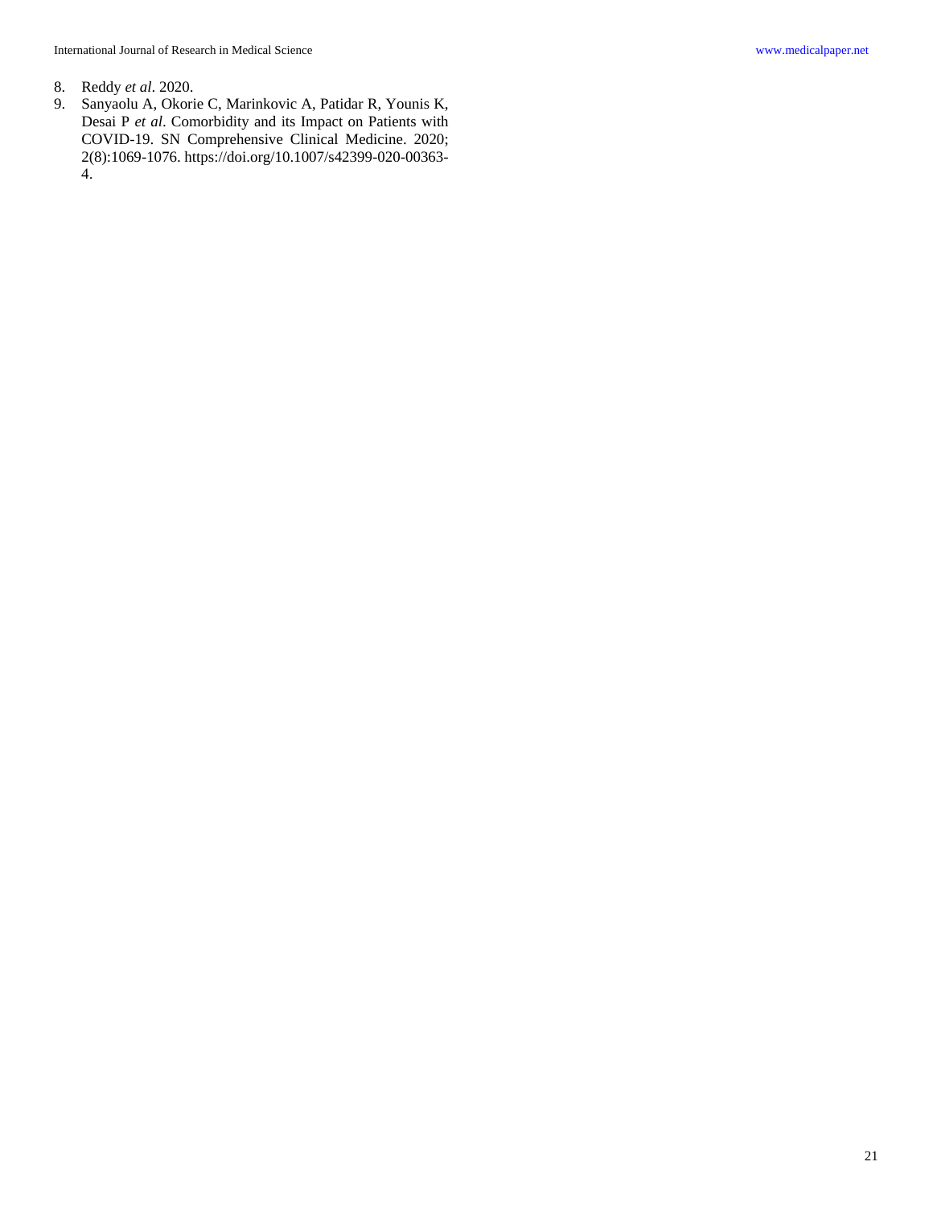8. Reddy *et al*. 2020.
9. Sanyaolu A, Okorie C, Marinkovic A, Patidar R, Younis K, Desai P *et al*. Comorbidity and its Impact on Patients with COVID-19. SN Comprehensive Clinical Medicine. 2020; 2(8):1069-1076. https://doi.org/10.1007/s42399-020-00363-4.